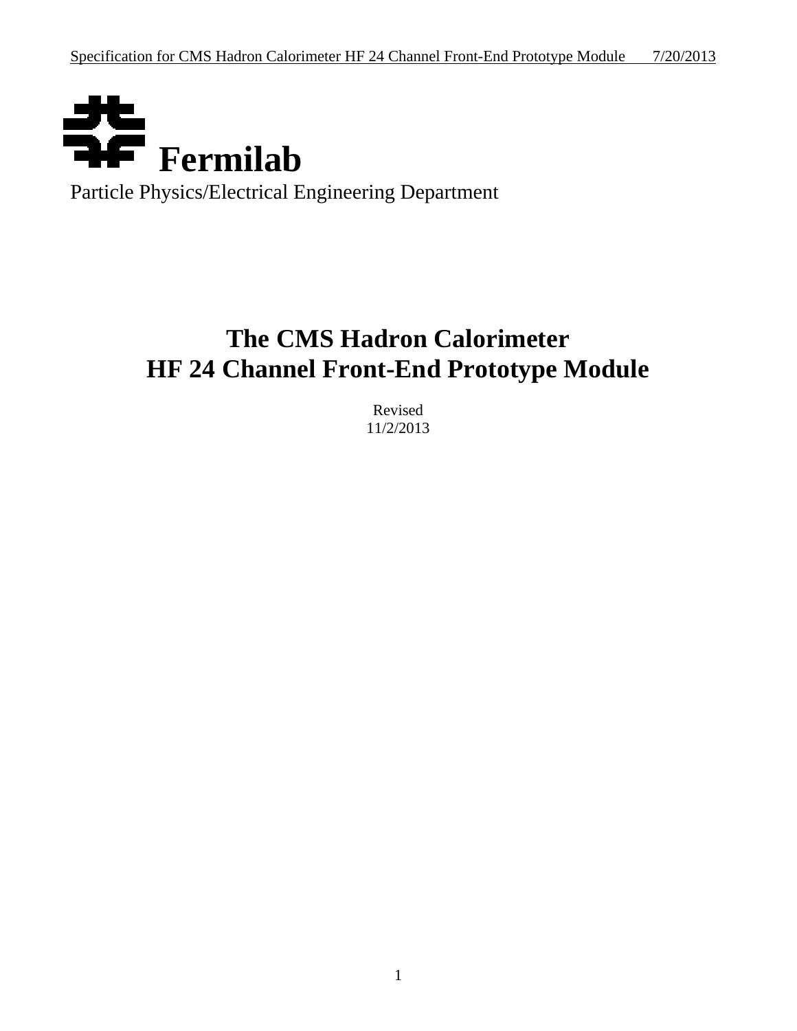# Fermilab

Particle Physics/Electrical Engineering Department

# The CMS Hadron Calorimeter
# HF 24 Channel Front-End Prototype Module

Revised
11/2/2013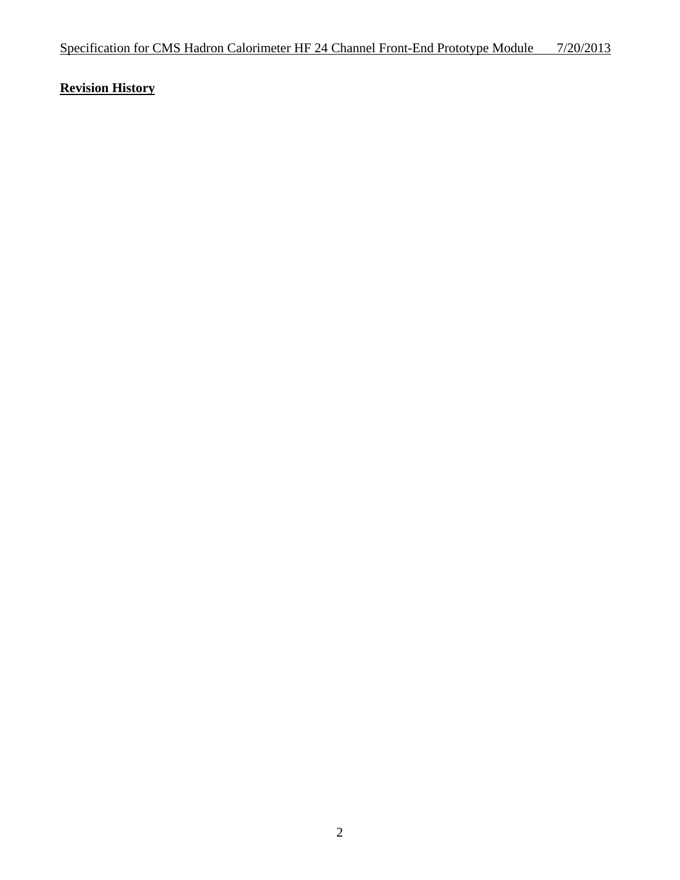**Revision History**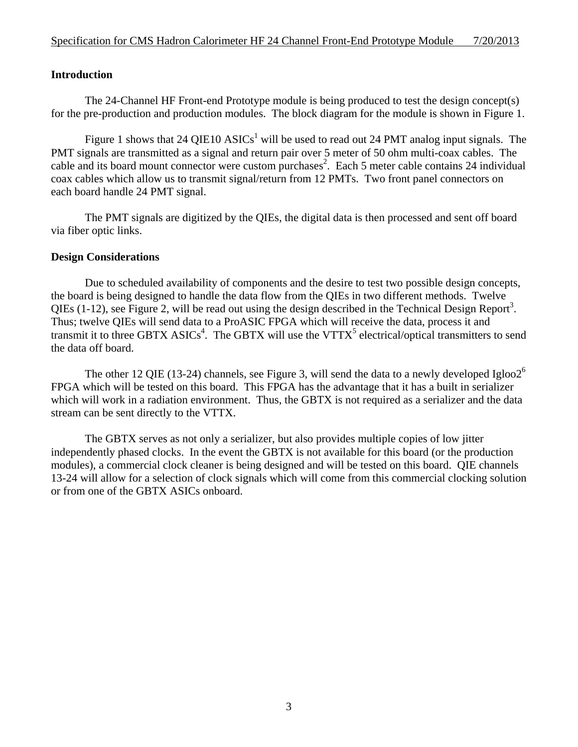## Introduction

The 24-Channel HF Front-end Prototype module is being produced to test the design concept(s) for the pre-production and production modules. The block diagram for the module is shown in Figure 1.

Figure 1 shows that 24 QIE10 ASICs[1] will be used to read out 24 PMT analog input signals. The PMT signals are transmitted as a signal and return pair over 5 meter of 50 ohm multi-coax cables. The cable and its board mount connector were custom purchases[2]. Each 5 meter cable contains 24 individual coax cables which allow us to transmit signal/return from 12 PMTs. Two front panel connectors on each board handle 24 PMT signal.

The PMT signals are digitized by the QIEs, the digital data is then processed and sent off board via fiber optic links.

## Design Considerations

Due to scheduled availability of components and the desire to test two possible design concepts, the board is being designed to handle the data flow from the QIEs in two different methods. Twelve QIEs (1-12), see Figure 2, will be read out using the design described in the Technical Design Report[3]. Thus; twelve QIEs will send data to a ProASIC FPGA which will receive the data, process it and transmit it to three GBTX ASICs[4]. The GBTX will use the VTTX[5] electrical/optical transmitters to send the data off board.

The other 12 QIE (13-24) channels, see Figure 3, will send the data to a newly developed Igloo2[6] FPGA which will be tested on this board. This FPGA has the advantage that it has a built in serializer which will work in a radiation environment. Thus, the GBTX is not required as a serializer and the data stream can be sent directly to the VTTX.

The GBTX serves as not only a serializer, but also provides multiple copies of low jitter independently phased clocks. In the event the GBTX is not available for this board (or the production modules), a commercial clock cleaner is being designed and will be tested on this board. QIE channels 13-24 will allow for a selection of clock signals which will come from this commercial clocking solution or from one of the GBTX ASICs onboard.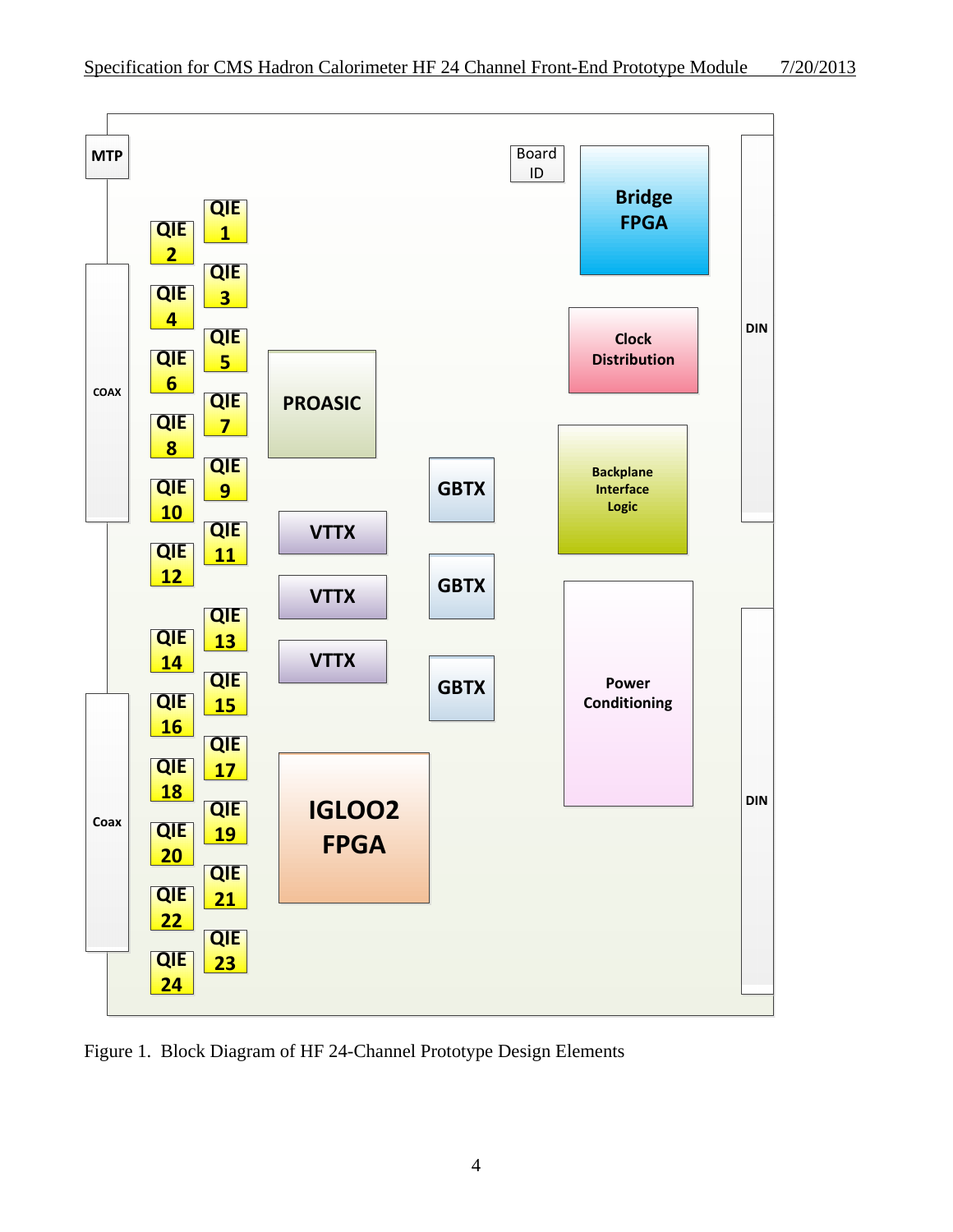Figure 1. Block Diagram of HF 24-Channel Prototype Design Elements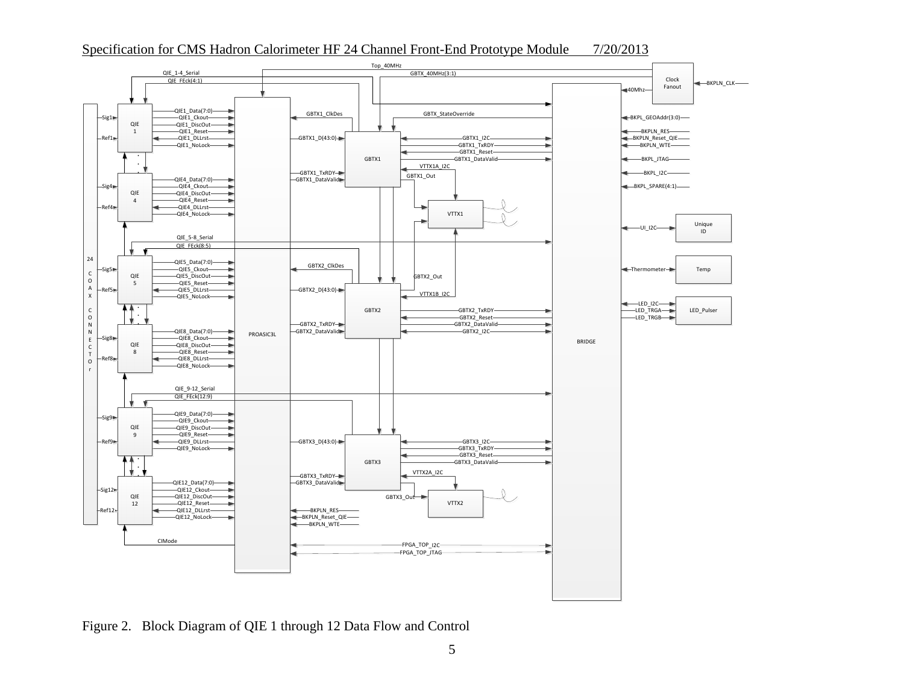Figure 2. Block Diagram of QIE 1 through 12 Data Flow and Control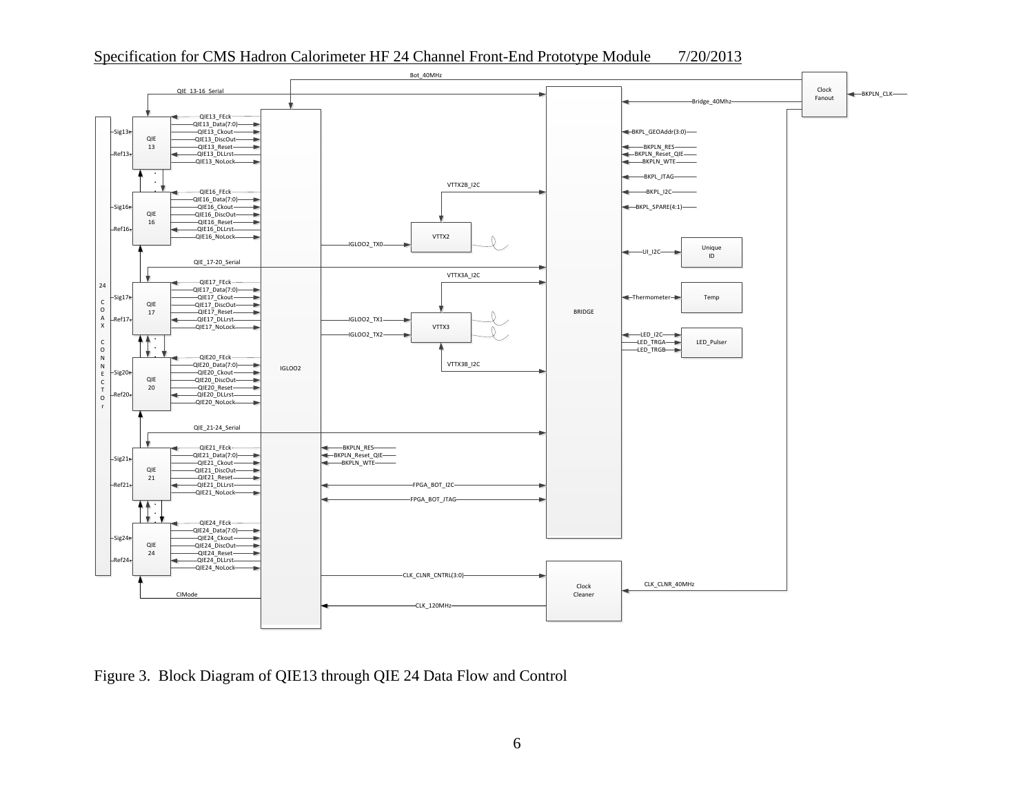Figure 3. Block Diagram of QIE13 through QIE 24 Data Flow and Control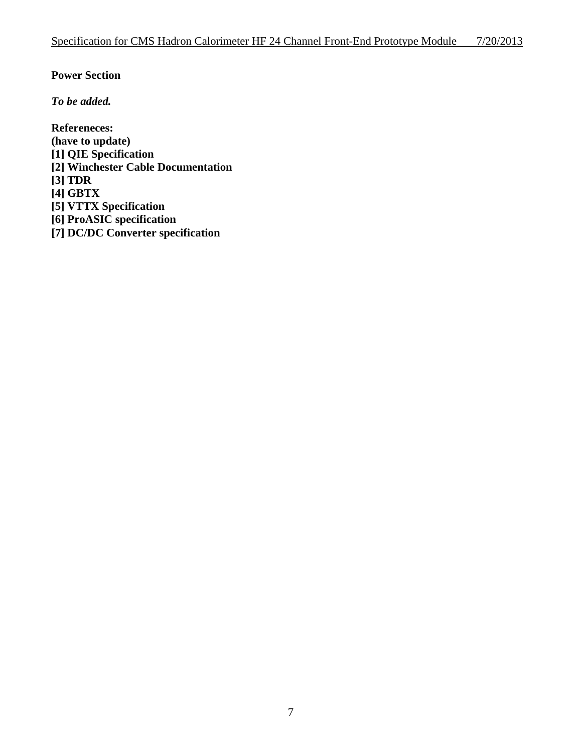**Power Section**

***To be added.***

**Refereneces:**
**(have to update)**
**[1] QIE Specification**
**[2] Winchester Cable Documentation**
**[3] TDR**
**[4] GBTX**
**[5] VTTX Specification**
**[6] ProASIC specification**
**[7] DC/DC Converter specification**